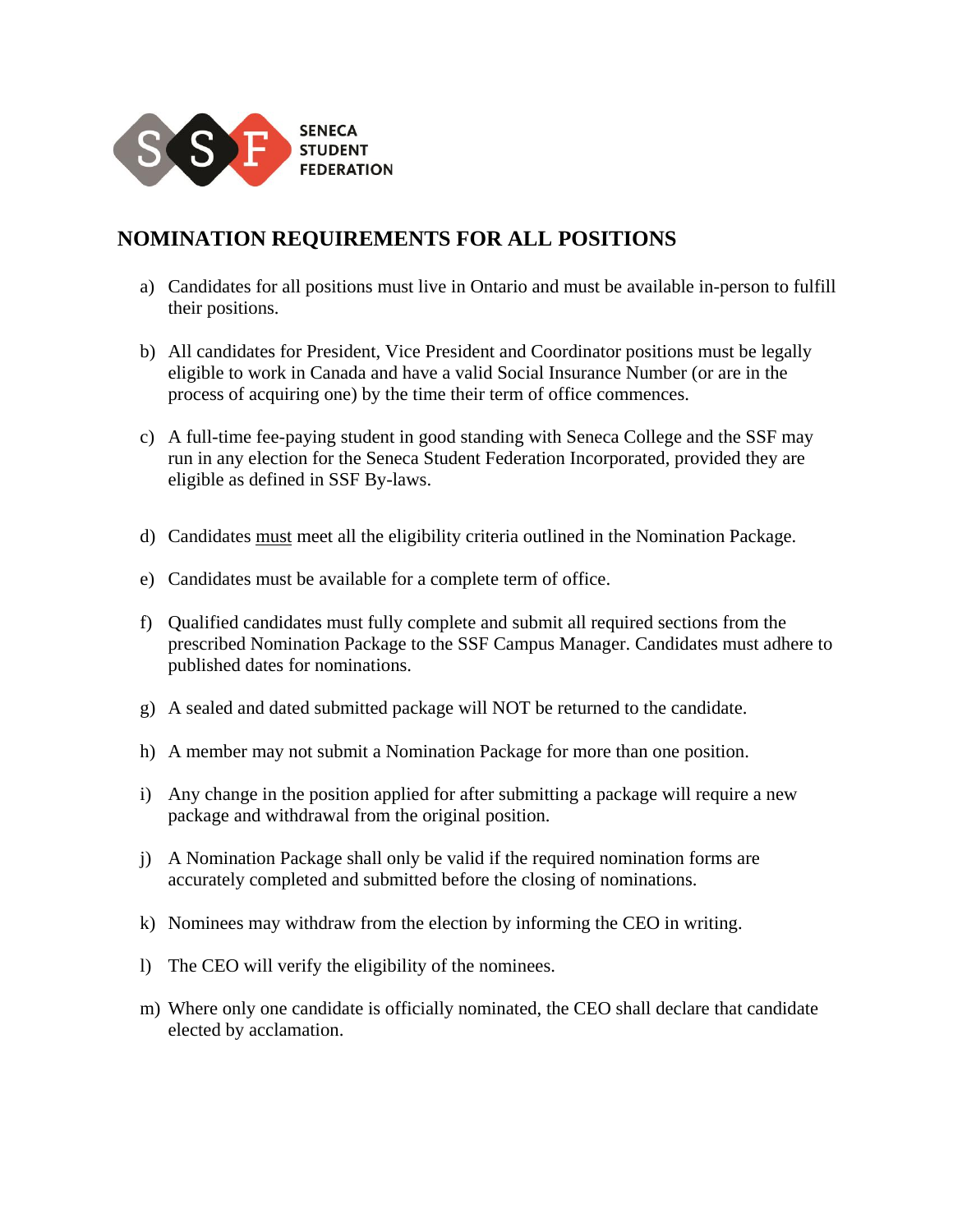SENECA STUDENT FEDERATION

## NOMINATION REQUIREMENTS FOR ALL POSITIONS

a) Candidates for all positions must live in Ontario and must be available in-person to fulfill their positions.

b) All candidates for President, Vice President and Coordinator positions must be legally eligible to work in Canada and have a valid Social Insurance Number (or are in the process of acquiring one) by the time their term of office commences.

c) A full-time fee-paying student in good standing with Seneca College and the SSF may run in any election for the Seneca Student Federation Incorporated, provided they are eligible as defined in SSF By-laws.

d) Candidates <u>must</u> meet all the eligibility criteria outlined in the Nomination Package.

e) Candidates must be available for a complete term of office.

f) Qualified candidates must fully complete and submit all required sections from the prescribed Nomination Package to the SSF Campus Manager. Candidates must adhere to published dates for nominations.

g) A sealed and dated submitted package will NOT be returned to the candidate.

h) A member may not submit a Nomination Package for more than one position.

i) Any change in the position applied for after submitting a package will require a new package and withdrawal from the original position.

j) A Nomination Package shall only be valid if the required nomination forms are accurately completed and submitted before the closing of nominations.

k) Nominees may withdraw from the election by informing the CEO in writing.

l) The CEO will verify the eligibility of the nominees.

m) Where only one candidate is officially nominated, the CEO shall declare that candidate elected by acclamation.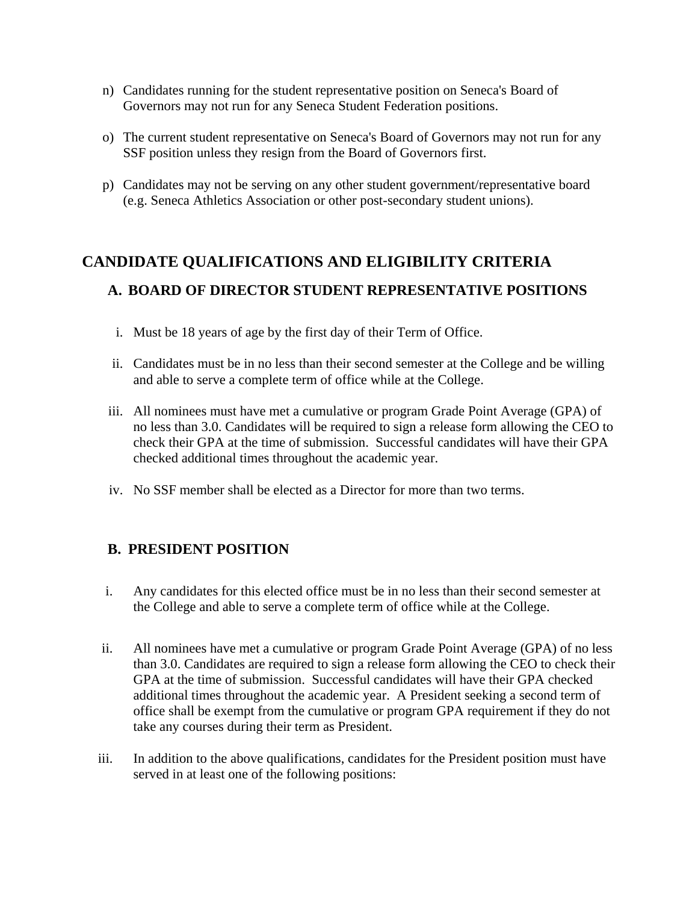n) Candidates running for the student representative position on Seneca's Board of Governors may not run for any Seneca Student Federation positions.

o) The current student representative on Seneca's Board of Governors may not run for any SSF position unless they resign from the Board of Governors first.

p) Candidates may not be serving on any other student government/representative board (e.g. Seneca Athletics Association or other post-secondary student unions).

## CANDIDATE QUALIFICATIONS AND ELIGIBILITY CRITERIA

### A. BOARD OF DIRECTOR STUDENT REPRESENTATIVE POSITIONS

i. Must be 18 years of age by the first day of their Term of Office.

ii. Candidates must be in no less than their second semester at the College and be willing and able to serve a complete term of office while at the College.

iii. All nominees must have met a cumulative or program Grade Point Average (GPA) of no less than 3.0. Candidates will be required to sign a release form allowing the CEO to check their GPA at the time of submission. Successful candidates will have their GPA checked additional times throughout the academic year.

iv. No SSF member shall be elected as a Director for more than two terms.

### B. PRESIDENT POSITION

i. Any candidates for this elected office must be in no less than their second semester at the College and able to serve a complete term of office while at the College.

ii. All nominees have met a cumulative or program Grade Point Average (GPA) of no less than 3.0. Candidates are required to sign a release form allowing the CEO to check their GPA at the time of submission. Successful candidates will have their GPA checked additional times throughout the academic year. A President seeking a second term of office shall be exempt from the cumulative or program GPA requirement if they do not take any courses during their term as President.

iii. In addition to the above qualifications, candidates for the President position must have served in at least one of the following positions: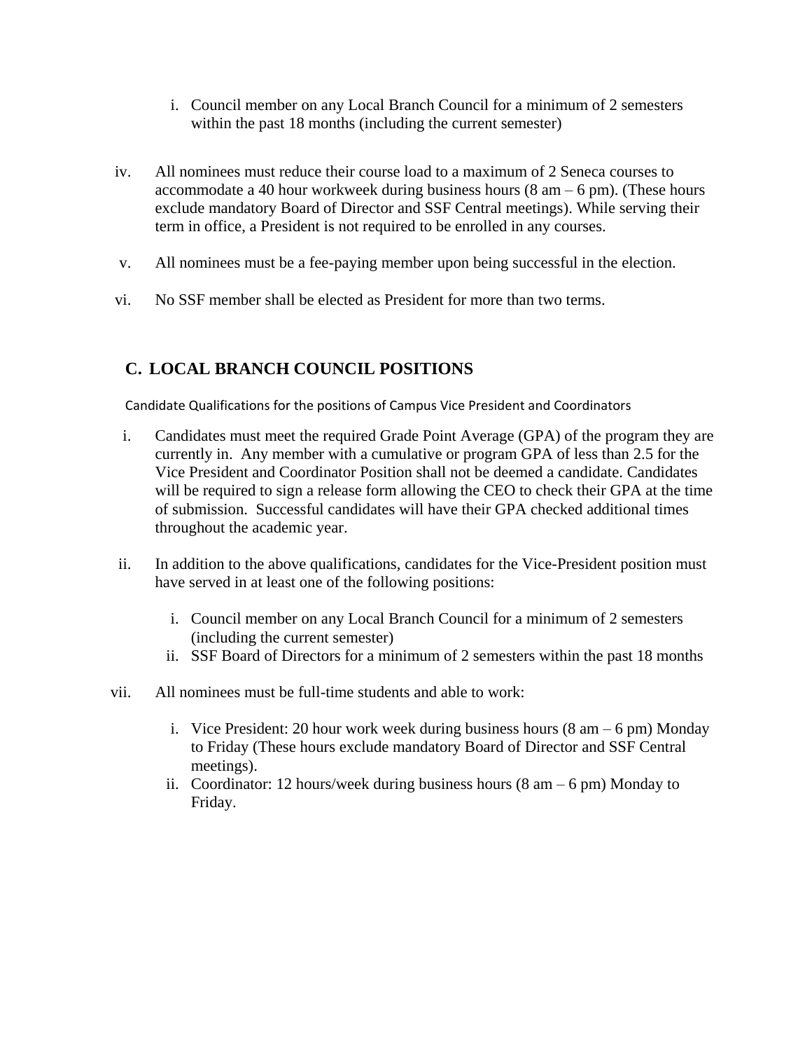i. Council member on any Local Branch Council for a minimum of 2 semesters within the past 18 months (including the current semester)

iv. All nominees must reduce their course load to a maximum of 2 Seneca courses to accommodate a 40 hour workweek during business hours (8 am – 6 pm). (These hours exclude mandatory Board of Director and SSF Central meetings). While serving their term in office, a President is not required to be enrolled in any courses.

v. All nominees must be a fee-paying member upon being successful in the election.

vi. No SSF member shall be elected as President for more than two terms.

## C. LOCAL BRANCH COUNCIL POSITIONS

Candidate Qualifications for the positions of Campus Vice President and Coordinators

i. Candidates must meet the required Grade Point Average (GPA) of the program they are currently in. Any member with a cumulative or program GPA of less than 2.5 for the Vice President and Coordinator Position shall not be deemed a candidate. Candidates will be required to sign a release form allowing the CEO to check their GPA at the time of submission. Successful candidates will have their GPA checked additional times throughout the academic year.

ii. In addition to the above qualifications, candidates for the Vice-President position must have served in at least one of the following positions:

   i. Council member on any Local Branch Council for a minimum of 2 semesters (including the current semester)
   ii. SSF Board of Directors for a minimum of 2 semesters within the past 18 months

vii. All nominees must be full-time students and able to work:

   i. Vice President: 20 hour work week during business hours (8 am – 6 pm) Monday to Friday (These hours exclude mandatory Board of Director and SSF Central meetings).
   ii. Coordinator: 12 hours/week during business hours (8 am – 6 pm) Monday to Friday.